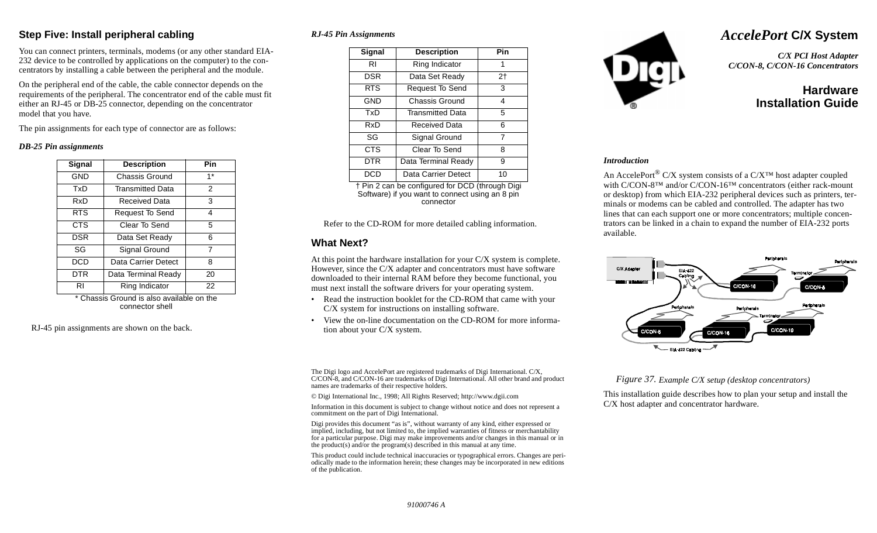## Step Five: Install peripheral cabling

You can connect printers, terminals, modems (or any other standard EIA-232 device to be controlled by applications on the computer) to the concentrators by installing a cable between the peripheral and the module.

On the peripheral end of the cable, the cable connector depends on the requirements of the peripheral. The concentrator end of the cable must fit either an RJ-45 or DB-25 connector, depending on the concentrator model that you have.

The pin assignments for each type of connector are as follows:

***DB-25 Pin assignments***

| Signal | Description | Pin |
|---|---|---|
| GND | Chassis Ground | 1* |
| TxD | Transmitted Data | 2 |
| RxD | Received Data | 3 |
| RTS | Request To Send | 4 |
| CTS | Clear To Send | 5 |
| DSR | Data Set Ready | 6 |
| SG | Signal Ground | 7 |
| DCD | Data Carrier Detect | 8 |
| DTR | Data Terminal Ready | 20 |
| RI | Ring Indicator | 22 |

\* Chassis Ground is also available on the connector shell

RJ-45 pin assignments are shown on the back.

***RJ-45 Pin Assignments***

| Signal | Description | Pin |
|---|---|---|
| RI | Ring Indicator | 1 |
| DSR | Data Set Ready | 2† |
| RTS | Request To Send | 3 |
| GND | Chassis Ground | 4 |
| TxD | Transmitted Data | 5 |
| RxD | Received Data | 6 |
| SG | Signal Ground | 7 |
| CTS | Clear To Send | 8 |
| DTR | Data Terminal Ready | 9 |
| DCD | Data Carrier Detect | 10 |

† Pin 2 can be configured for DCD (through Digi Software) if you want to connect using an 8 pin connector

Refer to the CD-ROM for more detailed cabling information.

## What Next?

At this point the hardware installation for your C/X system is complete. However, since the C/X adapter and concentrators must have software downloaded to their internal RAM before they become functional, you must next install the software drivers for your operating system.

- Read the instruction booklet for the CD-ROM that came with your C/X system for instructions on installing software.
- View the on-line documentation on the CD-ROM for more information about your C/X system.

The Digi logo and AccelePort are registered trademarks of Digi International. C/X, C/CON-8, and C/CON-16 are trademarks of Digi International. All other brand and product names are trademarks of their respective holders.

© Digi International Inc., 1998; All Rights Reserved; http://www.dgii.com

Information in this document is subject to change without notice and does not represent a commitment on the part of Digi International.

Digi provides this document "as is", without warranty of any kind, either expressed or implied, including, but not limited to, the implied warranties of fitness or merchantability for a particular purpose. Digi may make improvements and/or changes in this manual or in the product(s) and/or the program(s) described in this manual at any time.

This product could include technical inaccuracies or typographical errors. Changes are periodically made to the information herein; these changes may be incorporated in new editions of the publication.

91000746 A

# *AccelePort* C/X System

***C/X PCI Host Adapter***
***C/CON-8, C/CON-16 Concentrators***

## Hardware Installation Guide

***Introduction***

An AccelePort® C/X system consists of a C/X™ host adapter coupled with C/CON-8™ and/or C/CON-16™ concentrators (either rack-mount or desktop) from which EIA-232 peripheral devices such as printers, terminals or modems can be cabled and controlled. The adapter has two lines that can each support one or more concentrators; multiple concentrators can be linked in a chain to expand the number of EIA-232 ports available.

*Figure 37. Example C/X setup (desktop concentrators)*

This installation guide describes how to plan your setup and install the C/X host adapter and concentrator hardware.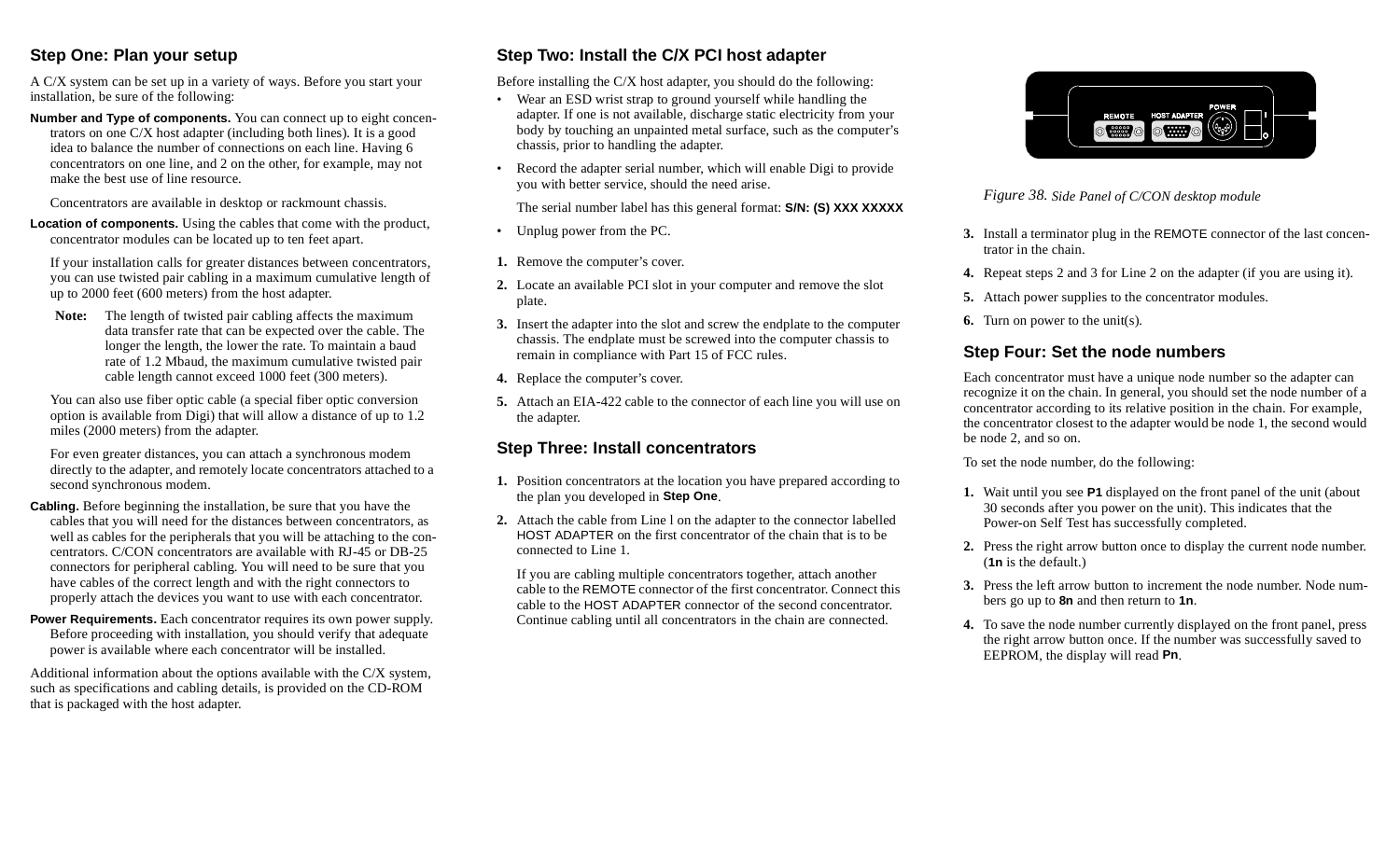## Step One: Plan your setup

A C/X system can be set up in a variety of ways. Before you start your installation, be sure of the following:

**Number and Type of components.** You can connect up to eight concentrators on one C/X host adapter (including both lines). It is a good idea to balance the number of connections on each line. Having 6 concentrators on one line, and 2 on the other, for example, may not make the best use of line resource.

Concentrators are available in desktop or rackmount chassis.

**Location of components.** Using the cables that come with the product, concentrator modules can be located up to ten feet apart.

If your installation calls for greater distances between concentrators, you can use twisted pair cabling in a maximum cumulative length of up to 2000 feet (600 meters) from the host adapter.

**Note:** The length of twisted pair cabling affects the maximum data transfer rate that can be expected over the cable. The longer the length, the lower the rate. To maintain a baud rate of 1.2 Mbaud, the maximum cumulative twisted pair cable length cannot exceed 1000 feet (300 meters).

You can also use fiber optic cable (a special fiber optic conversion option is available from Digi) that will allow a distance of up to 1.2 miles (2000 meters) from the adapter.

For even greater distances, you can attach a synchronous modem directly to the adapter, and remotely locate concentrators attached to a second synchronous modem.

**Cabling.** Before beginning the installation, be sure that you have the cables that you will need for the distances between concentrators, as well as cables for the peripherals that you will be attaching to the concentrators. C/CON concentrators are available with RJ-45 or DB-25 connectors for peripheral cabling. You will need to be sure that you have cables of the correct length and with the right connectors to properly attach the devices you want to use with each concentrator.

**Power Requirements.** Each concentrator requires its own power supply. Before proceeding with installation, you should verify that adequate power is available where each concentrator will be installed.

Additional information about the options available with the C/X system, such as specifications and cabling details, is provided on the CD-ROM that is packaged with the host adapter.

## Step Two: Install the C/X PCI host adapter

Before installing the C/X host adapter, you should do the following:

- Wear an ESD wrist strap to ground yourself while handling the adapter. If one is not available, discharge static electricity from your body by touching an unpainted metal surface, such as the computer's chassis, prior to handling the adapter.
- Record the adapter serial number, which will enable Digi to provide you with better service, should the need arise.

  The serial number label has this general format: **S/N: (S) XXX XXXXX**
- Unplug power from the PC.

1. Remove the computer's cover.
2. Locate an available PCI slot in your computer and remove the slot plate.
3. Insert the adapter into the slot and screw the endplate to the computer chassis. The endplate must be screwed into the computer chassis to remain in compliance with Part 15 of FCC rules.
4. Replace the computer's cover.
5. Attach an EIA-422 cable to the connector of each line you will use on the adapter.

## Step Three: Install concentrators

1. Position concentrators at the location you have prepared according to the plan you developed in **Step One**.
2. Attach the cable from Line l on the adapter to the connector labelled HOST ADAPTER on the first concentrator of the chain that is to be connected to Line 1.

   If you are cabling multiple concentrators together, attach another cable to the REMOTE connector of the first concentrator. Connect this cable to the HOST ADAPTER connector of the second concentrator. Continue cabling until all concentrators in the chain are connected.

REMOTE HOST ADAPTER POWER

*Figure 38. Side Panel of C/CON desktop module*

3. Install a terminator plug in the REMOTE connector of the last concentrator in the chain.
4. Repeat steps 2 and 3 for Line 2 on the adapter (if you are using it).
5. Attach power supplies to the concentrator modules.
6. Turn on power to the unit(s).

## Step Four: Set the node numbers

Each concentrator must have a unique node number so the adapter can recognize it on the chain. In general, you should set the node number of a concentrator according to its relative position in the chain. For example, the concentrator closest to the adapter would be node 1, the second would be node 2, and so on.

To set the node number, do the following:

1. Wait until you see **P1** displayed on the front panel of the unit (about 30 seconds after you power on the unit). This indicates that the Power-on Self Test has successfully completed.
2. Press the right arrow button once to display the current node number. (**1n** is the default.)
3. Press the left arrow button to increment the node number. Node numbers go up to **8n** and then return to **1n**.
4. To save the node number currently displayed on the front panel, press the right arrow button once. If the number was successfully saved to EEPROM, the display will read **Pn**.